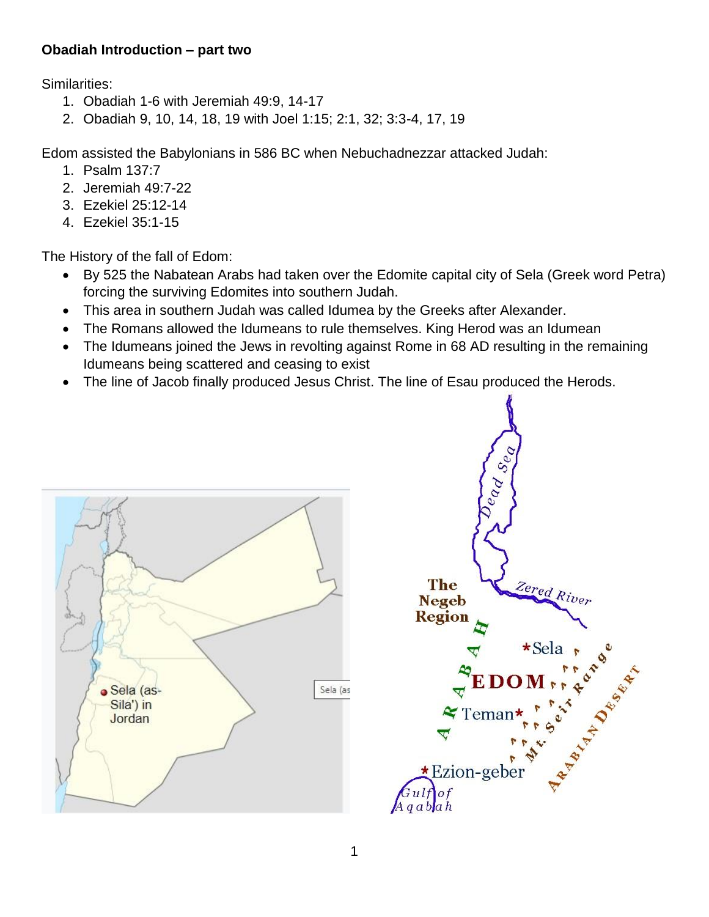**Obadiah Introduction – part two**

Similarities:

1. Obadiah 1-6 with Jeremiah 49:9, 14-17
2. Obadiah 9, 10, 14, 18, 19 with Joel 1:15; 2:1, 32; 3:3-4, 17, 19

Edom assisted the Babylonians in 586 BC when Nebuchadnezzar attacked Judah:

1. Psalm 137:7
2. Jeremiah 49:7-22
3. Ezekiel 25:12-14
4. Ezekiel 35:1-15

The History of the fall of Edom:

- By 525 the Nabatean Arabs had taken over the Edomite capital city of Sela (Greek word Petra) forcing the surviving Edomites into southern Judah.
- This area in southern Judah was called Idumea by the Greeks after Alexander.
- The Romans allowed the Idumeans to rule themselves. King Herod was an Idumean
- The Idumeans joined the Jews in revolting against Rome in 68 AD resulting in the remaining Idumeans being scattered and ceasing to exist
- The line of Jacob finally produced Jesus Christ. The line of Esau produced the Herods.

Sela (as-Sila') in Jordan

Dead Sea, Zered River, The Negeb Region, ARABAH, Sela, EDOM, Teman, Mt. Seir Range, ARABIAN DESERT, Ezion-geber, Gulf of Aqabah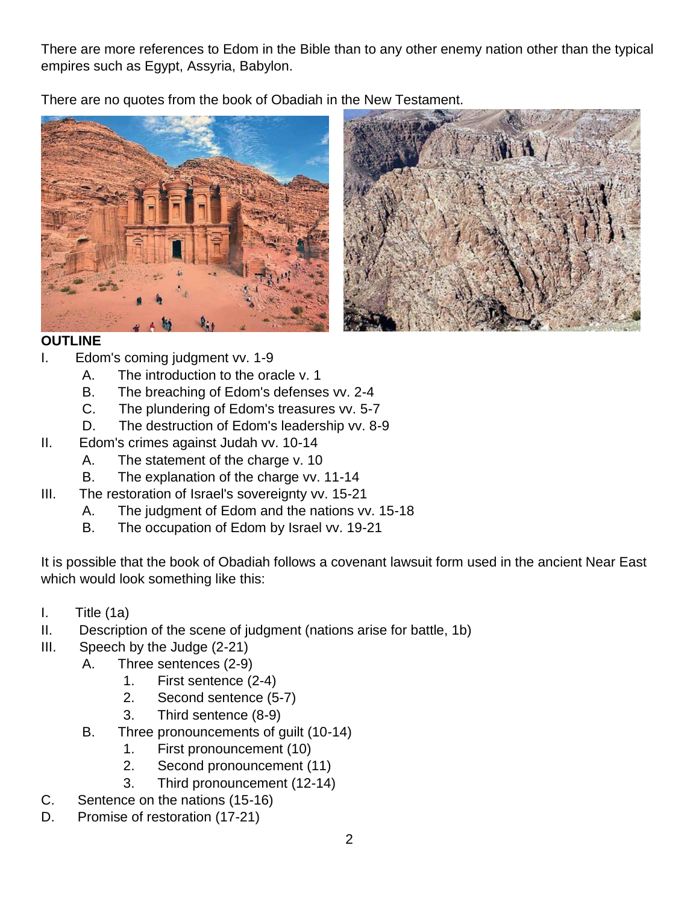There are more references to Edom in the Bible than to any other enemy nation other than the typical empires such as Egypt, Assyria, Babylon.

There are no quotes from the book of Obadiah in the New Testament.

**OUTLINE**

I. Edom's coming judgment vv. 1-9
   - A. The introduction to the oracle v. 1
   - B. The breaching of Edom's defenses vv. 2-4
   - C. The plundering of Edom's treasures vv. 5-7
   - D. The destruction of Edom's leadership vv. 8-9

II. Edom's crimes against Judah vv. 10-14
   - A. The statement of the charge v. 10
   - B. The explanation of the charge vv. 11-14

III. The restoration of Israel's sovereignty vv. 15-21
   - A. The judgment of Edom and the nations vv. 15-18
   - B. The occupation of Edom by Israel vv. 19-21

It is possible that the book of Obadiah follows a covenant lawsuit form used in the ancient Near East which would look something like this:

I. Title (1a)

II. Description of the scene of judgment (nations arise for battle, 1b)

III. Speech by the Judge (2-21)
   - A. Three sentences (2-9)
     1. First sentence (2-4)
     2. Second sentence (5-7)
     3. Third sentence (8-9)
   - B. Three pronouncements of guilt (10-14)
     1. First pronouncement (10)
     2. Second pronouncement (11)
     3. Third pronouncement (12-14)

C. Sentence on the nations (15-16)

D. Promise of restoration (17-21)